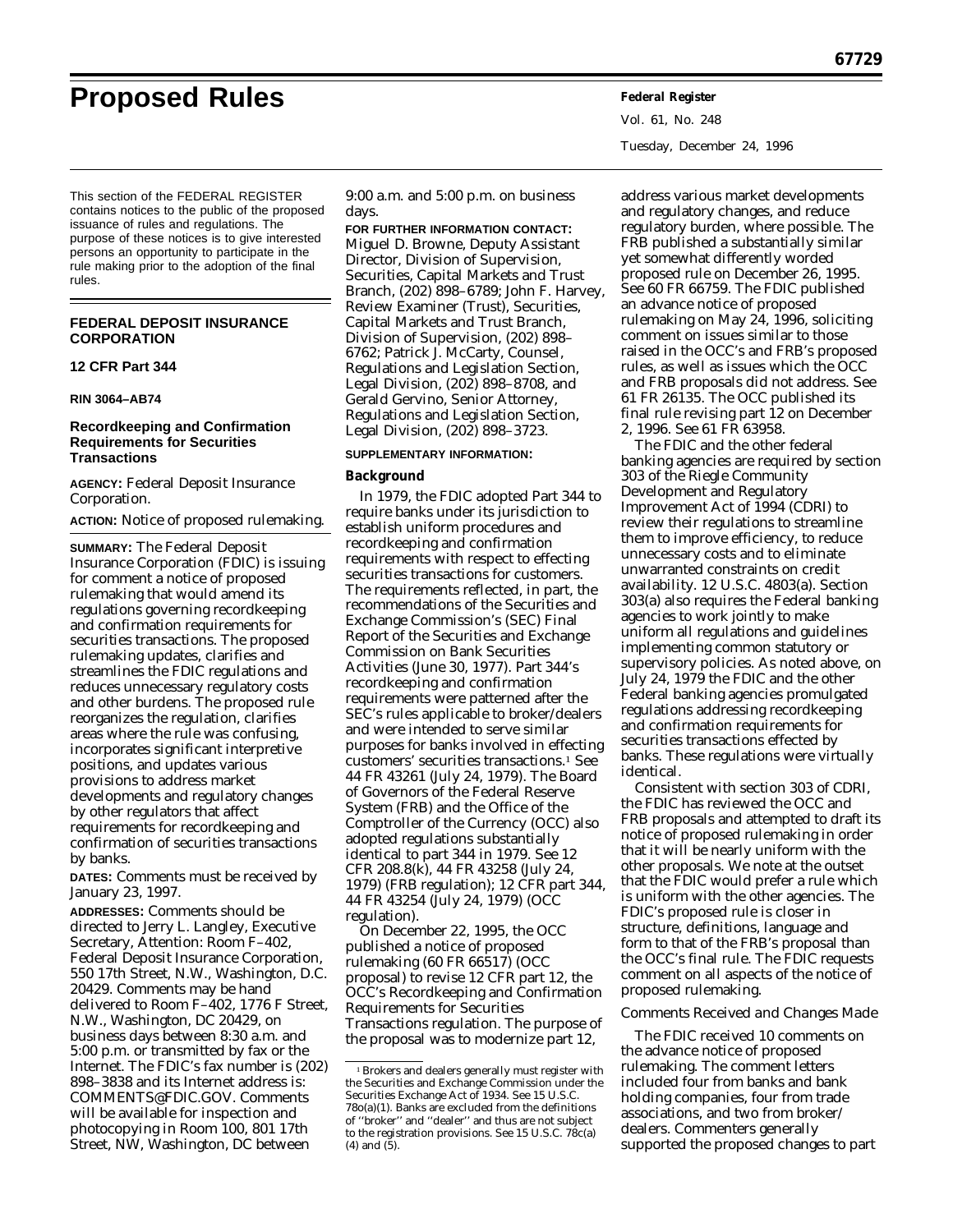# Proposed Rules

This section of the FEDERAL REGISTER contains notices to the public of the proposed issuance of rules and regulations. The purpose of these notices is to give interested persons an opportunity to participate in the rule making prior to the adoption of the final rules.

## FEDERAL DEPOSIT INSURANCE CORPORATION

### 12 CFR Part 344

**RIN 3064–AB74**

### Recordkeeping and Confirmation Requirements for Securities Transactions

**AGENCY:** Federal Deposit Insurance Corporation.

**ACTION:** Notice of proposed rulemaking.

**SUMMARY:** The Federal Deposit Insurance Corporation (FDIC) is issuing for comment a notice of proposed rulemaking that would amend its regulations governing recordkeeping and confirmation requirements for securities transactions. The proposed rulemaking updates, clarifies and streamlines the FDIC regulations and reduces unnecessary regulatory costs and other burdens. The proposed rule reorganizes the regulation, clarifies areas where the rule was confusing, incorporates significant interpretive positions, and updates various provisions to address market developments and regulatory changes by other regulators that affect requirements for recordkeeping and confirmation of securities transactions by banks.

**DATES:** Comments must be received by January 23, 1997.

**ADDRESSES:** Comments should be directed to Jerry L. Langley, Executive Secretary, Attention: Room F–402, Federal Deposit Insurance Corporation, 550 17th Street, N.W., Washington, D.C. 20429. Comments may be hand delivered to Room F–402, 1776 F Street, N.W., Washington, DC 20429, on business days between 8:30 a.m. and 5:00 p.m. or transmitted by fax or the Internet. The FDIC's fax number is (202) 898–3838 and its Internet address is: COMMENTS@FDIC.GOV. Comments will be available for inspection and photocopying in Room 100, 801 17th Street, NW, Washington, DC between 9:00 a.m. and 5:00 p.m. on business days.

**FOR FURTHER INFORMATION CONTACT:** Miguel D. Browne, Deputy Assistant Director, Division of Supervision, Securities, Capital Markets and Trust Branch, (202) 898–6789; John F. Harvey, Review Examiner (Trust), Securities, Capital Markets and Trust Branch, Division of Supervision, (202) 898–6762; Patrick J. McCarty, Counsel, Regulations and Legislation Section, Legal Division, (202) 898–8708, and Gerald Gervino, Senior Attorney, Regulations and Legislation Section, Legal Division, (202) 898–3723.

**SUPPLEMENTARY INFORMATION:**

#### Background

In 1979, the FDIC adopted Part 344 to require banks under its jurisdiction to establish uniform procedures and recordkeeping and confirmation requirements with respect to effecting securities transactions for customers. The requirements reflected, in part, the recommendations of the Securities and Exchange Commission's (SEC) Final Report of the Securities and Exchange Commission on Bank Securities Activities (June 30, 1977). Part 344's recordkeeping and confirmation requirements were patterned after the SEC's rules applicable to broker/dealers and were intended to serve similar purposes for banks involved in effecting customers' securities transactions.[1] See 44 FR 43261 (July 24, 1979). The Board of Governors of the Federal Reserve System (FRB) and the Office of the Comptroller of the Currency (OCC) also adopted regulations substantially identical to part 344 in 1979. See 12 CFR 208.8(k), 44 FR 43258 (July 24, 1979) (FRB regulation); 12 CFR part 344, 44 FR 43254 (July 24, 1979) (OCC regulation).

On December 22, 1995, the OCC published a notice of proposed rulemaking (60 FR 66517) (OCC proposal) to revise 12 CFR part 12, the OCC's Recordkeeping and Confirmation Requirements for Securities Transactions regulation. The purpose of the proposal was to modernize part 12, address various market developments and regulatory changes, and reduce regulatory burden, where possible. The FRB published a substantially similar yet somewhat differently worded proposed rule on December 26, 1995. See 60 FR 66759. The FDIC published an advance notice of proposed rulemaking on May 24, 1996, soliciting comment on issues similar to those raised in the OCC's and FRB's proposed rules, as well as issues which the OCC and FRB proposals did not address. See 61 FR 26135. The OCC published its final rule revising part 12 on December 2, 1996. See 61 FR 63958.

The FDIC and the other federal banking agencies are required by section 303 of the Riegle Community Development and Regulatory Improvement Act of 1994 (CDRI) to review their regulations to streamline them to improve efficiency, to reduce unnecessary costs and to eliminate unwarranted constraints on credit availability. 12 U.S.C. 4803(a). Section 303(a) also requires the Federal banking agencies to work jointly to make uniform all regulations and guidelines implementing common statutory or supervisory policies. As noted above, on July 24, 1979 the FDIC and the other Federal banking agencies promulgated regulations addressing recordkeeping and confirmation requirements for securities transactions effected by banks. These regulations were virtually identical.

Consistent with section 303 of CDRI, the FDIC has reviewed the OCC and FRB proposals and attempted to draft its notice of proposed rulemaking in order that it will be nearly uniform with the other proposals. We note at the outset that the FDIC would prefer a rule which is uniform with the other agencies. The FDIC's proposed rule is closer in structure, definitions, language and form to that of the FRB's proposal than the OCC's final rule. The FDIC requests comment on all aspects of the notice of proposed rulemaking.

*Comments Received and Changes Made*

The FDIC received 10 comments on the advance notice of proposed rulemaking. The comment letters included four from banks and bank holding companies, four from trade associations, and two from broker/dealers. Commenters generally supported the proposed changes to part

---

[1] Brokers and dealers generally must register with the Securities and Exchange Commission under the Securities Exchange Act of 1934. See 15 U.S.C. 78o(a)(1). Banks are excluded from the definitions of ''broker'' and ''dealer'' and thus are not subject to the registration provisions. See 15 U.S.C. 78c(a) (4) and (5).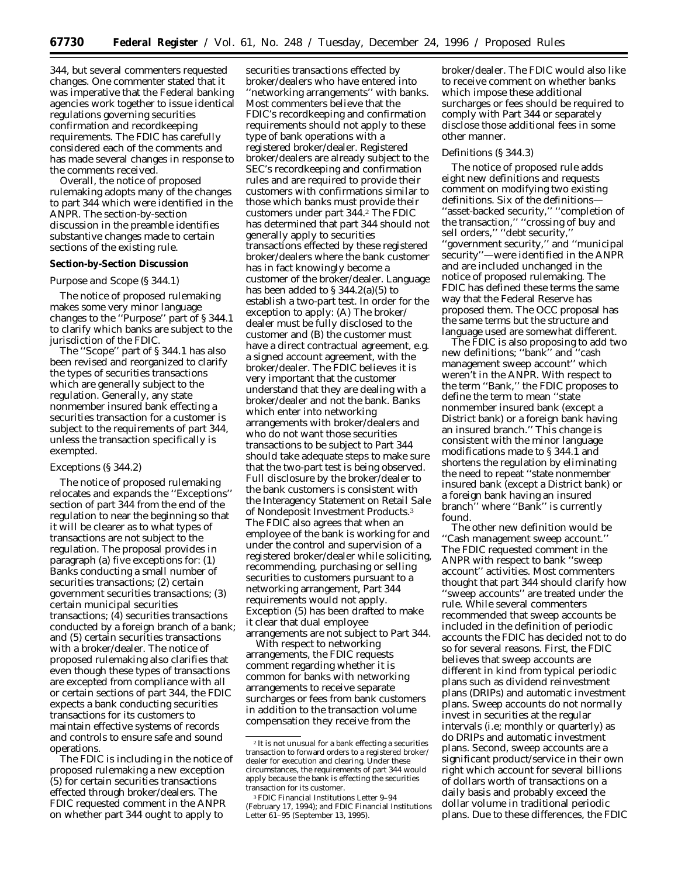344, but several commenters requested changes. One commenter stated that it was imperative that the Federal banking agencies work together to issue identical regulations governing securities confirmation and recordkeeping requirements. The FDIC has carefully considered each of the comments and has made several changes in response to the comments received.

Overall, the notice of proposed rulemaking adopts many of the changes to part 344 which were identified in the ANPR. The section-by-section discussion in the preamble identifies substantive changes made to certain sections of the existing rule.

**Section-by-Section Discussion**

*Purpose and Scope (§ 344.1)*

The notice of proposed rulemaking makes some very minor language changes to the ''Purpose'' part of § 344.1 to clarify which banks are subject to the jurisdiction of the FDIC.

The ''Scope'' part of § 344.1 has also been revised and reorganized to clarify the types of securities transactions which are generally subject to the regulation. Generally, any state nonmember insured bank effecting a securities transaction for a customer is subject to the requirements of part 344, unless the transaction specifically is exempted.

*Exceptions (§ 344.2)*

The notice of proposed rulemaking relocates and expands the ''Exceptions'' section of part 344 from the end of the regulation to near the beginning so that it will be clearer as to what types of transactions are not subject to the regulation. The proposal provides in paragraph (a) five exceptions for: (1) Banks conducting a small number of securities transactions; (2) certain government securities transactions; (3) certain municipal securities transactions; (4) securities transactions conducted by a foreign branch of a bank; and (5) certain securities transactions with a broker/dealer. The notice of proposed rulemaking also clarifies that even though these types of transactions are excepted from compliance with all or certain sections of part 344, the FDIC expects a bank conducting securities transactions for its customers to maintain effective systems of records and controls to ensure safe and sound operations.

The FDIC is including in the notice of proposed rulemaking a new exception (5) for certain securities transactions effected through broker/dealers. The FDIC requested comment in the ANPR on whether part 344 ought to apply to securities transactions effected by broker/dealers who have entered into ''networking arrangements'' with banks. Most commenters believe that the FDIC's recordkeeping and confirmation requirements should not apply to these type of bank operations with a registered broker/dealer. Registered broker/dealers are already subject to the SEC's recordkeeping and confirmation rules and are required to provide their customers with confirmations similar to those which banks must provide their customers under part 344.[2] The FDIC has determined that part 344 should not generally apply to securities transactions effected by these registered broker/dealers where the bank customer has in fact knowingly become a customer of the broker/dealer. Language has been added to § 344.2(a)(5) to establish a two-part test. In order for the exception to apply: (A) The broker/dealer must be fully disclosed to the customer and (B) the customer must have a direct contractual agreement, e.g. a signed account agreement, with the broker/dealer. The FDIC believes it is very important that the customer understand that they are dealing with a broker/dealer and not the bank. Banks which enter into networking arrangements with broker/dealers and who do not want those securities transactions to be subject to Part 344 should take adequate steps to make sure that the two-part test is being observed. Full disclosure by the broker/dealer to the bank customers is consistent with the Interagency Statement on Retail Sale of Nondeposit Investment Products.[3] The FDIC also agrees that when an employee of the bank is working for and under the control and supervision of a registered broker/dealer while soliciting, recommending, purchasing or selling securities to customers pursuant to a networking arrangement, Part 344 requirements would not apply. Exception (5) has been drafted to make it clear that dual employee arrangements are not subject to Part 344.

With respect to networking arrangements, the FDIC requests comment regarding whether it is common for banks with networking arrangements to receive separate surcharges or fees from bank customers in addition to the transaction volume compensation they receive from the broker/dealer. The FDIC would also like to receive comment on whether banks which impose these additional surcharges or fees should be required to comply with Part 344 or separately disclose those additional fees in some other manner.

*Definitions (§ 344.3)*

The notice of proposed rule adds eight new definitions and requests comment on modifying two existing definitions. Six of the definitions—''asset-backed security,'' ''completion of the transaction,'' ''crossing of buy and sell orders,'' ''debt security,'' ''government security,'' and ''municipal security''—were identified in the ANPR and are included unchanged in the notice of proposed rulemaking. The FDIC has defined these terms the same way that the Federal Reserve has proposed them. The OCC proposal has the same terms but the structure and language used are somewhat different.

The FDIC is also proposing to add two new definitions; ''bank'' and ''cash management sweep account'' which weren't in the ANPR. With respect to the term ''Bank,'' the FDIC proposes to define the term to mean ''state nonmember insured bank (except a District bank) or a foreign bank having an insured branch.'' This change is consistent with the minor language modifications made to § 344.1 and shortens the regulation by eliminating the need to repeat ''state nonmember insured bank (except a District bank) or a foreign bank having an insured branch'' where ''Bank'' is currently found.

The other new definition would be ''Cash management sweep account.'' The FDIC requested comment in the ANPR with respect to bank ''sweep account'' activities. Most commenters thought that part 344 should clarify how ''sweep accounts'' are treated under the rule. While several commenters recommended that sweep accounts be included in the definition of periodic accounts the FDIC has decided not to do so for several reasons. First, the FDIC believes that sweep accounts are different in kind from typical periodic plans such as dividend reinvestment plans (DRIPs) and automatic investment plans. Sweep accounts do not normally invest in securities at the regular intervals (i.e; monthly or quarterly) as do DRIPs and automatic investment plans. Second, sweep accounts are a significant product/service in their own right which account for several billions of dollars worth of transactions on a daily basis and probably exceed the dollar volume in traditional periodic plans. Due to these differences, the FDIC

[2] It is not unusual for a bank effecting a securities transaction to forward orders to a registered broker/dealer for execution and clearing. Under these circumstances, the requirements of part 344 would apply because the bank is effecting the securities transaction for its customer.

[3] FDIC Financial Institutions Letter 9–94 (February 17, 1994); and FDIC Financial Institutions Letter 61–95 (September 13, 1995).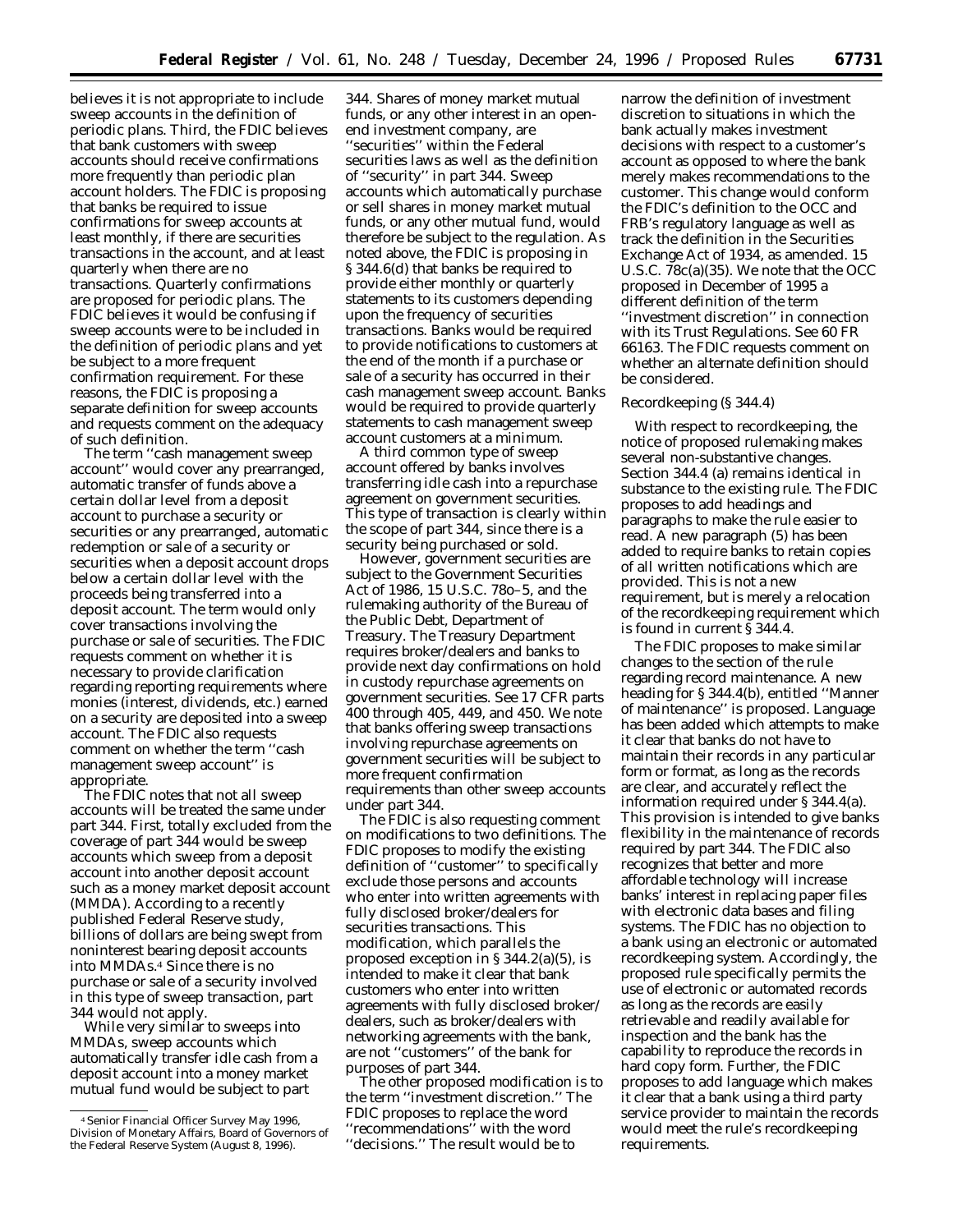believes it is not appropriate to include sweep accounts in the definition of periodic plans. Third, the FDIC believes that bank customers with sweep accounts should receive confirmations more frequently than periodic plan account holders. The FDIC is proposing that banks be required to issue confirmations for sweep accounts at least monthly, if there are securities transactions in the account, and at least quarterly when there are no transactions. Quarterly confirmations are proposed for periodic plans. The FDIC believes it would be confusing if sweep accounts were to be included in the definition of periodic plans and yet be subject to a more frequent confirmation requirement. For these reasons, the FDIC is proposing a separate definition for sweep accounts and requests comment on the adequacy of such definition.

The term ''cash management sweep account'' would cover any prearranged, automatic transfer of funds above a certain dollar level from a deposit account to purchase a security or securities or any prearranged, automatic redemption or sale of a security or securities when a deposit account drops below a certain dollar level with the proceeds being transferred into a deposit account. The term would only cover transactions involving the purchase or sale of securities. The FDIC requests comment on whether it is necessary to provide clarification regarding reporting requirements where monies (interest, dividends, etc.) earned on a security are deposited into a sweep account. The FDIC also requests comment on whether the term ''cash management sweep account'' is appropriate.

The FDIC notes that not all sweep accounts will be treated the same under part 344. First, totally excluded from the coverage of part 344 would be sweep accounts which sweep from a deposit account into another deposit account such as a money market deposit account (MMDA). According to a recently published Federal Reserve study, billions of dollars are being swept from noninterest bearing deposit accounts into MMDAs.[4] Since there is no purchase or sale of a security involved in this type of sweep transaction, part 344 would not apply.

While very similar to sweeps into MMDAs, sweep accounts which automatically transfer idle cash from a deposit account into a money market mutual fund would be subject to part 344. Shares of money market mutual funds, or any other interest in an open-end investment company, are ''securities'' within the Federal securities laws as well as the definition of ''security'' in part 344. Sweep accounts which automatically purchase or sell shares in money market mutual funds, or any other mutual fund, would therefore be subject to the regulation. As noted above, the FDIC is proposing in § 344.6(d) that banks be required to provide either monthly or quarterly statements to its customers depending upon the frequency of securities transactions. Banks would be required to provide notifications to customers at the end of the month if a purchase or sale of a security has occurred in their cash management sweep account. Banks would be required to provide quarterly statements to cash management sweep account customers at a minimum.

A third common type of sweep account offered by banks involves transferring idle cash into a repurchase agreement on government securities. This type of transaction is clearly within the scope of part 344, since there is a security being purchased or sold.

However, government securities are subject to the Government Securities Act of 1986, 15 U.S.C. 78o–5, and the rulemaking authority of the Bureau of the Public Debt, Department of Treasury. The Treasury Department requires broker/dealers and banks to provide next day confirmations on hold in custody repurchase agreements on government securities. See 17 CFR parts 400 through 405, 449, and 450. We note that banks offering sweep transactions involving repurchase agreements on government securities will be subject to more frequent confirmation requirements than other sweep accounts under part 344.

The FDIC is also requesting comment on modifications to two definitions. The FDIC proposes to modify the existing definition of ''customer'' to specifically exclude those persons and accounts who enter into written agreements with fully disclosed broker/dealers for securities transactions. This modification, which parallels the proposed exception in § 344.2(a)(5), is intended to make it clear that bank customers who enter into written agreements with fully disclosed broker/dealers, such as broker/dealers with networking agreements with the bank, are not ''customers'' of the bank for purposes of part 344.

The other proposed modification is to the term ''investment discretion.'' The FDIC proposes to replace the word ''recommendations'' with the word ''decisions.'' The result would be to narrow the definition of investment discretion to situations in which the bank actually makes investment decisions with respect to a customer's account as opposed to where the bank merely makes recommendations to the customer. This change would conform the FDIC's definition to the OCC and FRB's regulatory language as well as track the definition in the Securities Exchange Act of 1934, as amended. 15 U.S.C. 78c(a)(35). We note that the OCC proposed in December of 1995 a different definition of the term ''investment discretion'' in connection with its Trust Regulations. See 60 FR 66163. The FDIC requests comment on whether an alternate definition should be considered.

*Recordkeeping (§ 344.4)*

With respect to recordkeeping, the notice of proposed rulemaking makes several non-substantive changes. Section 344.4 (a) remains identical in substance to the existing rule. The FDIC proposes to add headings and paragraphs to make the rule easier to read. A new paragraph (5) has been added to require banks to retain copies of all written notifications which are provided. This is not a new requirement, but is merely a relocation of the recordkeeping requirement which is found in current § 344.4.

The FDIC proposes to make similar changes to the section of the rule regarding record maintenance. A new heading for § 344.4(b), entitled ''Manner of maintenance'' is proposed. Language has been added which attempts to make it clear that banks do not have to maintain their records in any particular form or format, as long as the records are clear, and accurately reflect the information required under § 344.4(a). This provision is intended to give banks flexibility in the maintenance of records required by part 344. The FDIC also recognizes that better and more affordable technology will increase banks' interest in replacing paper files with electronic data bases and filing systems. The FDIC has no objection to a bank using an electronic or automated recordkeeping system. Accordingly, the proposed rule specifically permits the use of electronic or automated records as long as the records are easily retrievable and readily available for inspection and the bank has the capability to reproduce the records in hard copy form. Further, the FDIC proposes to add language which makes it clear that a bank using a third party service provider to maintain the records would meet the rule's recordkeeping requirements.

[4] Senior Financial Officer Survey May 1996, Division of Monetary Affairs, Board of Governors of the Federal Reserve System (August 8, 1996).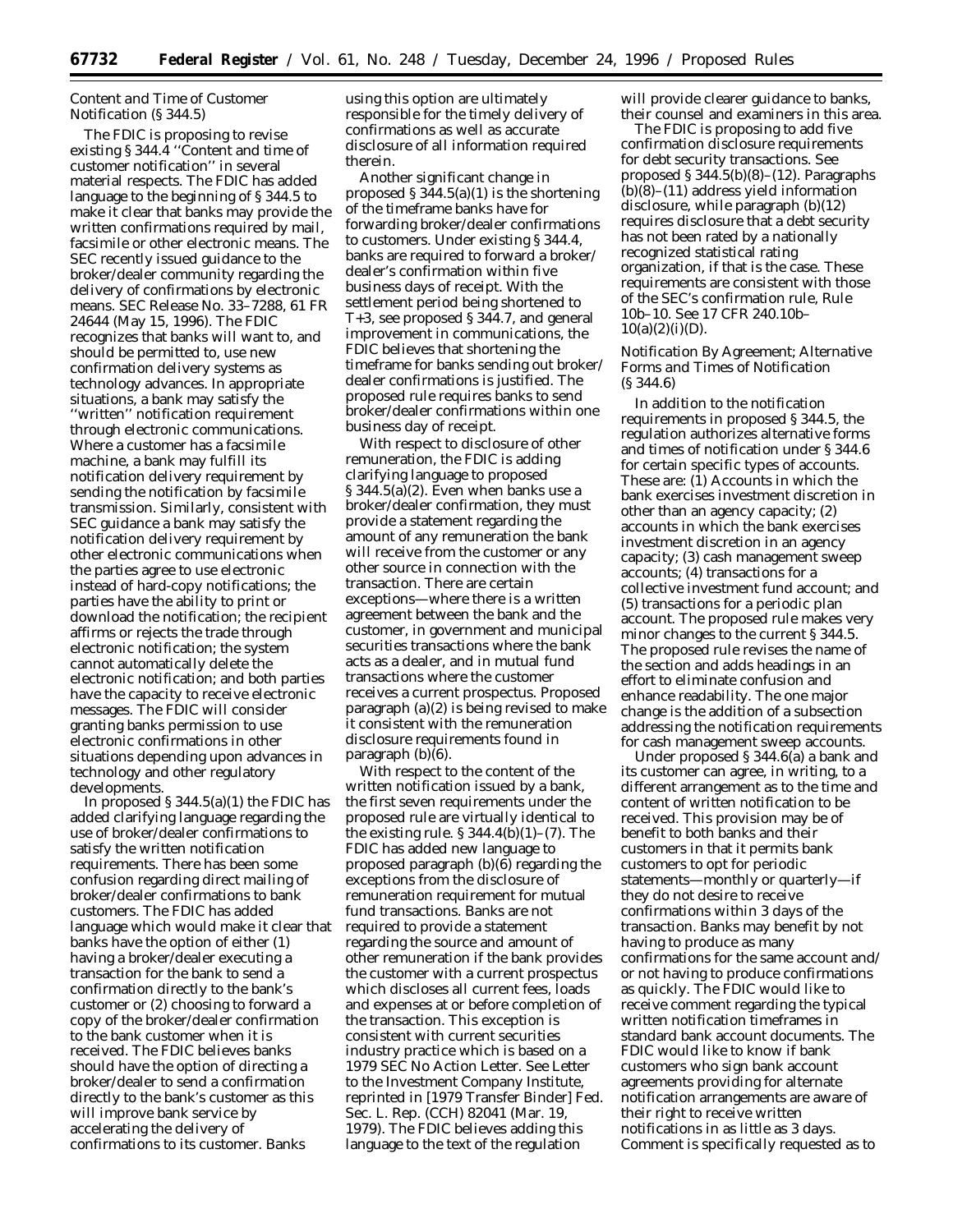*Content and Time of Customer Notification (§ 344.5)*

The FDIC is proposing to revise existing § 344.4 ''Content and time of customer notification'' in several material respects. The FDIC has added language to the beginning of § 344.5 to make it clear that banks may provide the written confirmations required by mail, facsimile or other electronic means. The SEC recently issued guidance to the broker/dealer community regarding the delivery of confirmations by electronic means. SEC Release No. 33–7288, 61 FR 24644 (May 15, 1996). The FDIC recognizes that banks will want to, and should be permitted to, use new confirmation delivery systems as technology advances. In appropriate situations, a bank may satisfy the ''written'' notification requirement through electronic communications. Where a customer has a facsimile machine, a bank may fulfill its notification delivery requirement by sending the notification by facsimile transmission. Similarly, consistent with SEC guidance a bank may satisfy the notification delivery requirement by other electronic communications when the parties agree to use electronic instead of hard-copy notifications; the parties have the ability to print or download the notification; the recipient affirms or rejects the trade through electronic notification; the system cannot automatically delete the electronic notification; and both parties have the capacity to receive electronic messages. The FDIC will consider granting banks permission to use electronic confirmations in other situations depending upon advances in technology and other regulatory developments.

In proposed § 344.5(a)(1) the FDIC has added clarifying language regarding the use of broker/dealer confirmations to satisfy the written notification requirements. There has been some confusion regarding direct mailing of broker/dealer confirmations to bank customers. The FDIC has added language which would make it clear that banks have the option of either (1) having a broker/dealer executing a transaction for the bank to send a confirmation directly to the bank's customer or (2) choosing to forward a copy of the broker/dealer confirmation to the bank customer when it is received. The FDIC believes banks should have the option of directing a broker/dealer to send a confirmation directly to the bank's customer as this will improve bank service by accelerating the delivery of confirmations to its customer. Banks using this option are ultimately responsible for the timely delivery of confirmations as well as accurate disclosure of all information required therein.

Another significant change in proposed § 344.5(a)(1) is the shortening of the timeframe banks have for forwarding broker/dealer confirmations to customers. Under existing § 344.4, banks are required to forward a broker/dealer's confirmation within five business days of receipt. With the settlement period being shortened to T+3, see proposed § 344.7, and general improvement in communications, the FDIC believes that shortening the timeframe for banks sending out broker/dealer confirmations is justified. The proposed rule requires banks to send broker/dealer confirmations within one business day of receipt.

With respect to disclosure of other remuneration, the FDIC is adding clarifying language to proposed § 344.5(a)(2). Even when banks use a broker/dealer confirmation, they must provide a statement regarding the amount of any remuneration the bank will receive from the customer or any other source in connection with the transaction. There are certain exceptions—where there is a written agreement between the bank and the customer, in government and municipal securities transactions where the bank acts as a dealer, and in mutual fund transactions where the customer receives a current prospectus. Proposed paragraph (a)(2) is being revised to make it consistent with the remuneration disclosure requirements found in paragraph (b)(6).

With respect to the content of the written notification issued by a bank, the first seven requirements under the proposed rule are virtually identical to the existing rule. § 344.4(b)(1)–(7). The FDIC has added new language to proposed paragraph (b)(6) regarding the exceptions from the disclosure of remuneration requirement for mutual fund transactions. Banks are not required to provide a statement regarding the source and amount of other remuneration if the bank provides the customer with a current prospectus which discloses all current fees, loads and expenses at or before completion of the transaction. This exception is consistent with current securities industry practice which is based on a 1979 SEC No Action Letter. See Letter to the Investment Company Institute, reprinted in [1979 Transfer Binder] Fed. Sec. L. Rep. (CCH) 82041 (Mar. 19, 1979). The FDIC believes adding this language to the text of the regulation will provide clearer guidance to banks, their counsel and examiners in this area.

The FDIC is proposing to add five confirmation disclosure requirements for debt security transactions. See proposed § 344.5(b)(8)–(12). Paragraphs (b)(8)–(11) address yield information disclosure, while paragraph (b)(12) requires disclosure that a debt security has not been rated by a nationally recognized statistical rating organization, if that is the case. These requirements are consistent with those of the SEC's confirmation rule, Rule 10b–10. See 17 CFR 240.10b–10(a)(2)(i)(D).

*Notification By Agreement; Alternative Forms and Times of Notification (§ 344.6)*

In addition to the notification requirements in proposed § 344.5, the regulation authorizes alternative forms and times of notification under § 344.6 for certain specific types of accounts. These are: (1) Accounts in which the bank exercises investment discretion in other than an agency capacity; (2) accounts in which the bank exercises investment discretion in an agency capacity; (3) cash management sweep accounts; (4) transactions for a collective investment fund account; and (5) transactions for a periodic plan account. The proposed rule makes very minor changes to the current § 344.5. The proposed rule revises the name of the section and adds headings in an effort to eliminate confusion and enhance readability. The one major change is the addition of a subsection addressing the notification requirements for cash management sweep accounts.

Under proposed § 344.6(a) a bank and its customer can agree, in writing, to a different arrangement as to the time and content of written notification to be received. This provision may be of benefit to both banks and their customers in that it permits bank customers to opt for periodic statements—monthly or quarterly—if they do not desire to receive confirmations within 3 days of the transaction. Banks may benefit by not having to produce as many confirmations for the same account and/or not having to produce confirmations as quickly. The FDIC would like to receive comment regarding the typical written notification timeframes in standard bank account documents. The FDIC would like to know if bank customers who sign bank account agreements providing for alternate notification arrangements are aware of their right to receive written notifications in as little as 3 days. Comment is specifically requested as to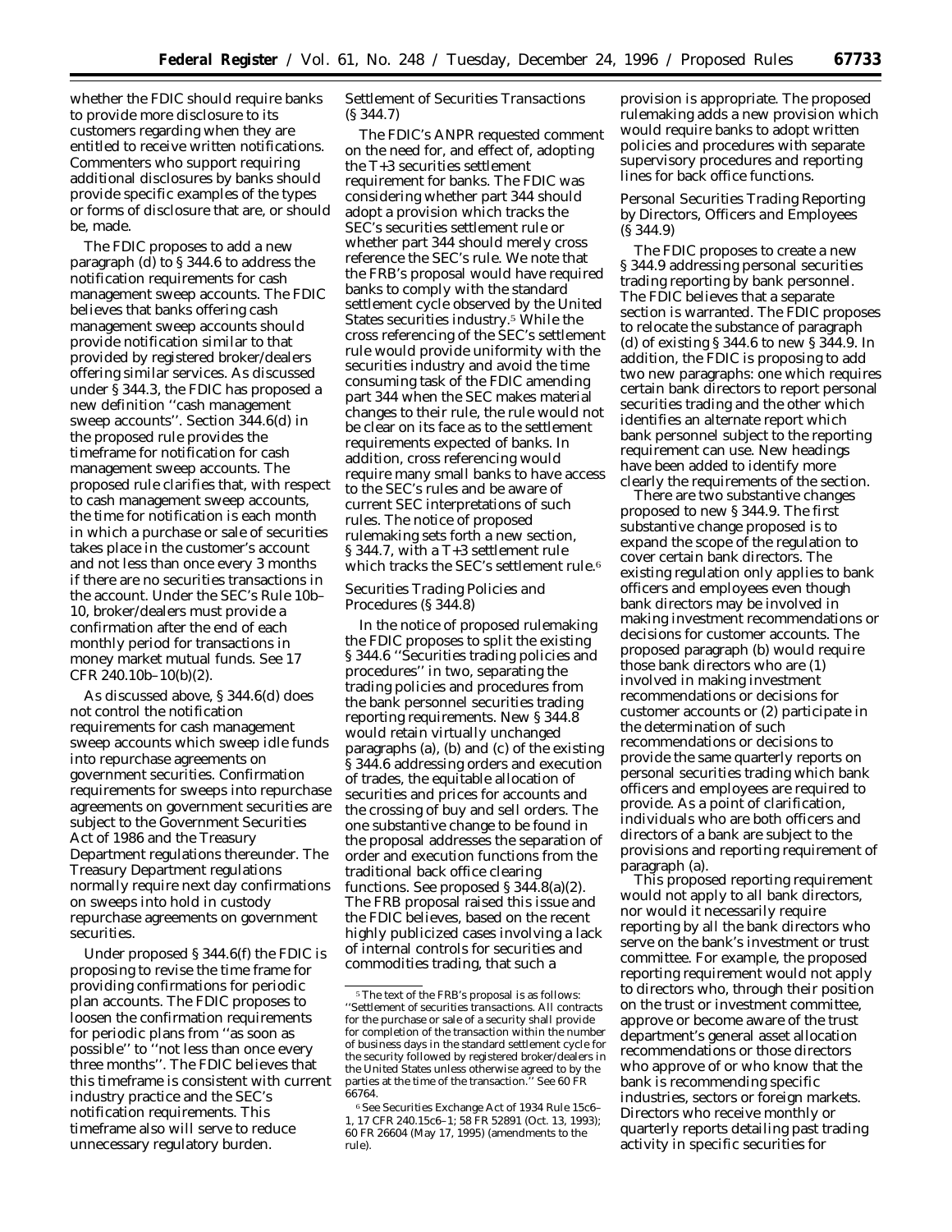whether the FDIC should require banks to provide more disclosure to its customers regarding when they are entitled to receive written notifications. Commenters who support requiring additional disclosures by banks should provide specific examples of the types or forms of disclosure that are, or should be, made.

The FDIC proposes to add a new paragraph (d) to § 344.6 to address the notification requirements for cash management sweep accounts. The FDIC believes that banks offering cash management sweep accounts should provide notification similar to that provided by registered broker/dealers offering similar services. As discussed under § 344.3, the FDIC has proposed a new definition ''cash management sweep accounts''. Section 344.6(d) in the proposed rule provides the timeframe for notification for cash management sweep accounts. The proposed rule clarifies that, with respect to cash management sweep accounts, the time for notification is each month in which a purchase or sale of securities takes place in the customer's account and not less than once every 3 months if there are no securities transactions in the account. Under the SEC's Rule 10b–10, broker/dealers must provide a confirmation after the end of each monthly period for transactions in money market mutual funds. See 17 CFR 240.10b–10(b)(2).

As discussed above, § 344.6(d) does not control the notification requirements for cash management sweep accounts which sweep idle funds into repurchase agreements on government securities. Confirmation requirements for sweeps into repurchase agreements on government securities are subject to the Government Securities Act of 1986 and the Treasury Department regulations thereunder. The Treasury Department regulations normally require next day confirmations on sweeps into hold in custody repurchase agreements on government securities.

Under proposed § 344.6(f) the FDIC is proposing to revise the time frame for providing confirmations for periodic plan accounts. The FDIC proposes to loosen the confirmation requirements for periodic plans from ''as soon as possible'' to ''not less than once every three months''. The FDIC believes that this timeframe is consistent with current industry practice and the SEC's notification requirements. This timeframe also will serve to reduce unnecessary regulatory burden.

*Settlement of Securities Transactions (§ 344.7)*

The FDIC's ANPR requested comment on the need for, and effect of, adopting the T+3 securities settlement requirement for banks. The FDIC was considering whether part 344 should adopt a provision which tracks the SEC's securities settlement rule or whether part 344 should merely cross reference the SEC's rule. We note that the FRB's proposal would have required banks to comply with the standard settlement cycle observed by the United States securities industry.[5] While the cross referencing of the SEC's settlement rule would provide uniformity with the securities industry and avoid the time consuming task of the FDIC amending part 344 when the SEC makes material changes to their rule, the rule would not be clear on its face as to the settlement requirements expected of banks. In addition, cross referencing would require many small banks to have access to the SEC's rules and be aware of current SEC interpretations of such rules. The notice of proposed rulemaking sets forth a new section, § 344.7, with a T+3 settlement rule which tracks the SEC's settlement rule.[6]

*Securities Trading Policies and Procedures (§ 344.8)*

In the notice of proposed rulemaking the FDIC proposes to split the existing § 344.6 ''Securities trading policies and procedures'' in two, separating the trading policies and procedures from the bank personnel securities trading reporting requirements. New § 344.8 would retain virtually unchanged paragraphs (a), (b) and (c) of the existing § 344.6 addressing orders and execution of trades, the equitable allocation of securities and prices for accounts and the crossing of buy and sell orders. The one substantive change to be found in the proposal addresses the separation of order and execution functions from the traditional back office clearing functions. See proposed § 344.8(a)(2). The FRB proposal raised this issue and the FDIC believes, based on the recent highly publicized cases involving a lack of internal controls for securities and commodities trading, that such a provision is appropriate. The proposed rulemaking adds a new provision which would require banks to adopt written policies and procedures with separate supervisory procedures and reporting lines for back office functions.

*Personal Securities Trading Reporting by Directors, Officers and Employees (§ 344.9)*

The FDIC proposes to create a new § 344.9 addressing personal securities trading reporting by bank personnel. The FDIC believes that a separate section is warranted. The FDIC proposes to relocate the substance of paragraph (d) of existing § 344.6 to new § 344.9. In addition, the FDIC is proposing to add two new paragraphs: one which requires certain bank directors to report personal securities trading and the other which identifies an alternate report which bank personnel subject to the reporting requirement can use. New headings have been added to identify more clearly the requirements of the section.

There are two substantive changes proposed to new § 344.9. The first substantive change proposed is to expand the scope of the regulation to cover certain bank directors. The existing regulation only applies to bank officers and employees even though bank directors may be involved in making investment recommendations or decisions for customer accounts. The proposed paragraph (b) would require those bank directors who are (1) involved in making investment recommendations or decisions for customer accounts or (2) participate in the determination of such recommendations or decisions to provide the same quarterly reports on personal securities trading which bank officers and employees are required to provide. As a point of clarification, individuals who are both officers and directors of a bank are subject to the provisions and reporting requirement of paragraph (a).

This proposed reporting requirement would not apply to all bank directors, nor would it necessarily require reporting by all the bank directors who serve on the bank's investment or trust committee. For example, the proposed reporting requirement would not apply to directors who, through their position on the trust or investment committee, approve or become aware of the trust department's general asset allocation recommendations or those directors who approve of or who know that the bank is recommending specific industries, sectors or foreign markets. Directors who receive monthly or quarterly reports detailing past trading activity in specific securities for

---

[5] The text of the FRB's proposal is as follows: ''Settlement of securities transactions. All contracts for the purchase or sale of a security shall provide for completion of the transaction within the number of business days in the standard settlement cycle for the security followed by registered broker/dealers in the United States unless otherwise agreed to by the parties at the time of the transaction.'' See 60 FR 66764.

[6] See Securities Exchange Act of 1934 Rule 15c6–1, 17 CFR 240.15c6–1; 58 FR 52891 (Oct. 13, 1993); 60 FR 26604 (May 17, 1995) (amendments to the rule).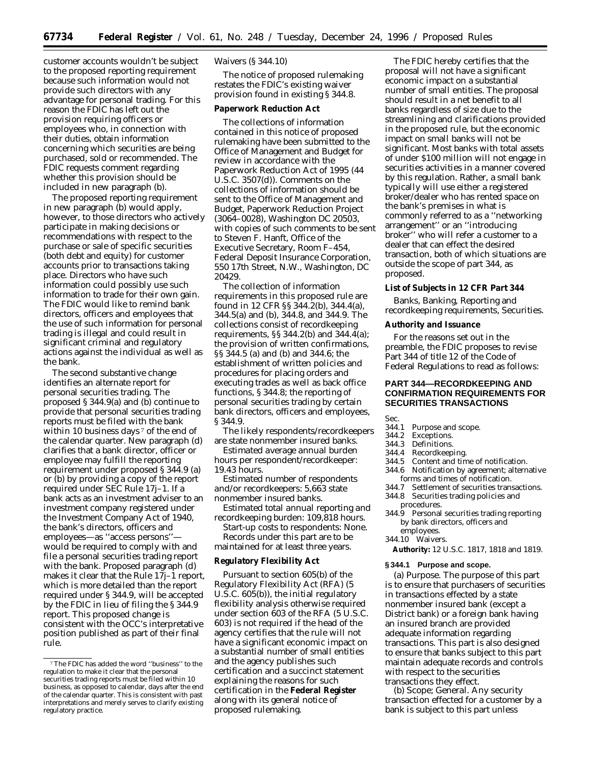customer accounts wouldn't be subject to the proposed reporting requirement because such information would not provide such directors with any advantage for personal trading. For this reason the FDIC has left out the provision requiring officers or employees who, in connection with their duties, obtain information concerning which securities are being purchased, sold or recommended. The FDIC requests comment regarding whether this provision should be included in new paragraph (b).

The proposed reporting requirement in new paragraph (b) would apply, however, to those directors who actively participate in making decisions or recommendations with respect to the purchase or sale of specific securities (both debt and equity) for customer accounts prior to transactions taking place. Directors who have such information could possibly use such information to trade for their own gain. The FDIC would like to remind bank directors, officers and employees that the use of such information for personal trading is illegal and could result in significant criminal and regulatory actions against the individual as well as the bank.

The second substantive change identifies an alternate report for personal securities trading. The proposed § 344.9(a) and (b) continue to provide that personal securities trading reports must be filed with the bank within 10 business days [7] of the end of the calendar quarter. New paragraph (d) clarifies that a bank director, officer or employee may fulfill the reporting requirement under proposed § 344.9 (a) or (b) by providing a copy of the report required under SEC Rule 17j–1. If a bank acts as an investment adviser to an investment company registered under the Investment Company Act of 1940, the bank's directors, officers and employees—as ''access persons''—would be required to comply with and file a personal securities trading report with the bank. Proposed paragraph (d) makes it clear that the Rule 17j–1 report, which is more detailed than the report required under § 344.9, will be accepted by the FDIC in lieu of filing the § 344.9 report. This proposed change is consistent with the OCC's interpretative position published as part of their final rule.

[7] The FDIC has added the word ''business'' to the regulation to make it clear that the personal securities trading reports must be filed within 10 business, as opposed to calendar, days after the end of the calendar quarter. This is consistent with past interpretations and merely serves to clarify existing regulatory practice.

*Waivers (§ 344.10)*

The notice of proposed rulemaking restates the FDIC's existing waiver provision found in existing § 344.8.

**Paperwork Reduction Act**

The collections of information contained in this notice of proposed rulemaking have been submitted to the Office of Management and Budget for review in accordance with the Paperwork Reduction Act of 1995 (44 U.S.C. 3507(d)). Comments on the collections of information should be sent to the Office of Management and Budget, Paperwork Reduction Project (3064–0028), Washington DC 20503, with copies of such comments to be sent to Steven F. Hanft, Office of the Executive Secretary, Room F–454, Federal Deposit Insurance Corporation, 550 17th Street, N.W., Washington, DC 20429.

The collection of information requirements in this proposed rule are found in 12 CFR §§ 344.2(b), 344.4(a), 344.5(a) and (b), 344.8, and 344.9. The collections consist of recordkeeping requirements, §§ 344.2(b) and 344.4(a); the provision of written confirmations, §§ 344.5 (a) and (b) and 344.6; the establishment of written policies and procedures for placing orders and executing trades as well as back office functions, § 344.8; the reporting of personal securities trading by certain bank directors, officers and employees, § 344.9.

The likely respondents/recordkeepers are state nonmember insured banks.

*Estimated average annual burden hours per respondent/recordkeeper:* 19.43 hours.

*Estimated number of respondents and/or recordkeepers:* 5,663 state nonmember insured banks.

*Estimated total annual reporting and recordkeeping burden:* 109,818 hours.

*Start-up costs to respondents:* None.

Records under this part are to be maintained for at least three years.

**Regulatory Flexibility Act**

Pursuant to section 605(b) of the Regulatory Flexibility Act (RFA) (5 U.S.C. 605(b)), the initial regulatory flexibility analysis otherwise required under section 603 of the RFA (5 U.S.C. 603) is not required if the head of the agency certifies that the rule will not have a significant economic impact on a substantial number of small entities and the agency publishes such certification and a succinct statement explaining the reasons for such certification in the **Federal Register** along with its general notice of proposed rulemaking.

The FDIC hereby certifies that the proposal will not have a significant economic impact on a substantial number of small entities. The proposal should result in a net benefit to all banks regardless of size due to the streamlining and clarifications provided in the proposed rule, but the economic impact on small banks will not be significant. Most banks with total assets of under $100 million will not engage in securities activities in a manner covered by this regulation. Rather, a small bank typically will use either a registered broker/dealer who has rented space on the bank's premises in what is commonly referred to as a ''networking arrangement'' or an ''introducing broker'' who will refer a customer to a dealer that can effect the desired transaction, both of which situations are outside the scope of part 344, as proposed.

**List of Subjects in 12 CFR Part 344**

Banks, Banking, Reporting and recordkeeping requirements, Securities.

**Authority and Issuance**

For the reasons set out in the preamble, the FDIC proposes to revise Part 344 of title 12 of the Code of Federal Regulations to read as follows:

## PART 344—RECORDKEEPING AND CONFIRMATION REQUIREMENTS FOR SECURITIES TRANSACTIONS

Sec.
344.1 Purpose and scope.
344.2 Exceptions.
344.3 Definitions.
344.4 Recordkeeping.
344.5 Content and time of notification.
344.6 Notification by agreement; alternative forms and times of notification.
344.7 Settlement of securities transactions.
344.8 Securities trading policies and procedures.
344.9 Personal securities trading reporting by bank directors, officers and employees.
344.10 Waivers.

**Authority:** 12 U.S.C. 1817, 1818 and 1819.

### § 344.1 Purpose and scope.

(a) *Purpose.* The purpose of this part is to ensure that purchasers of securities in transactions effected by a state nonmember insured bank (except a District bank) or a foreign bank having an insured branch are provided adequate information regarding transactions. This part is also designed to ensure that banks subject to this part maintain adequate records and controls with respect to the securities transactions they effect.

(b) *Scope; General.* Any security transaction effected for a customer by a bank is subject to this part unless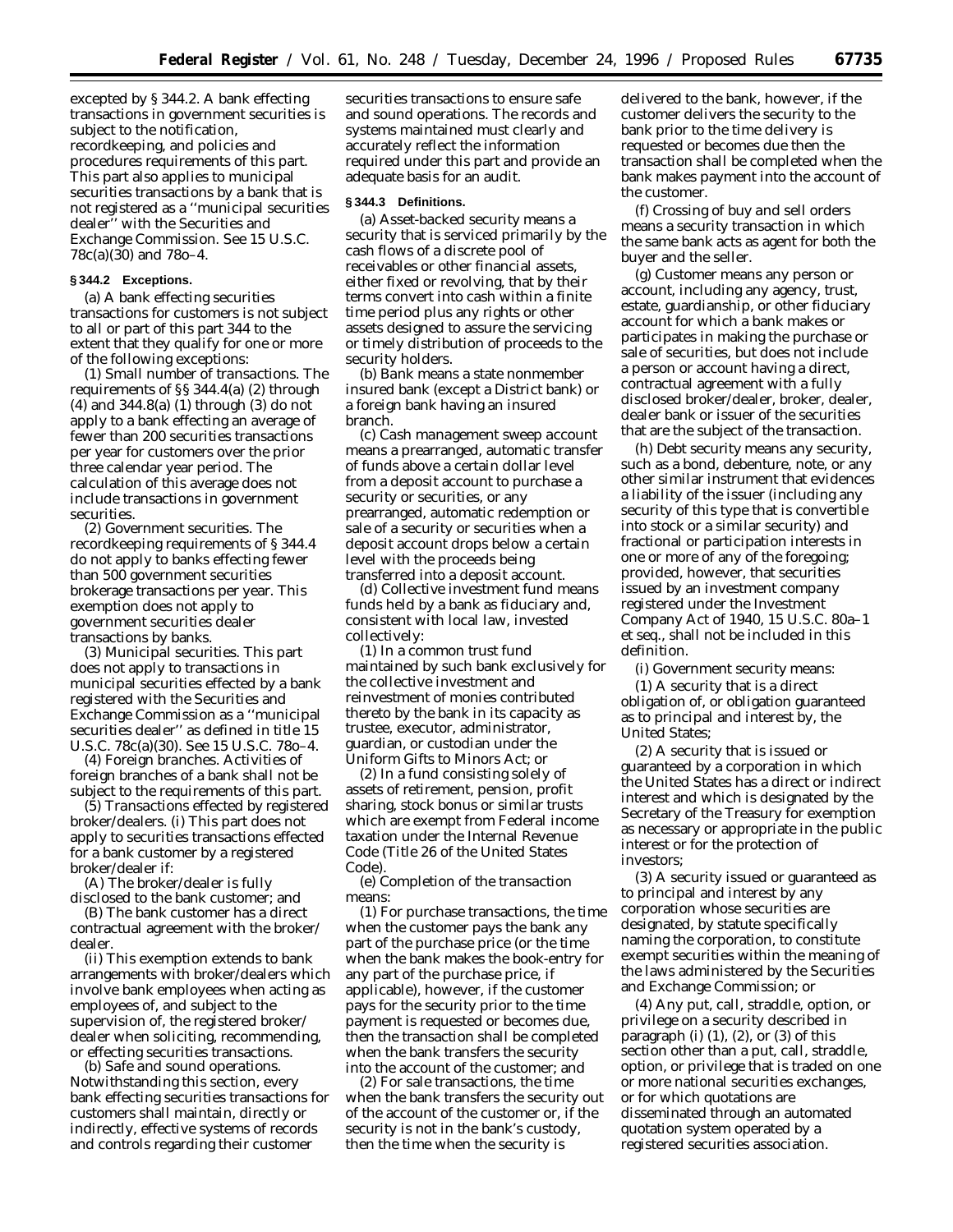excepted by § 344.2. A bank effecting transactions in government securities is subject to the notification, recordkeeping, and policies and procedures requirements of this part. This part also applies to municipal securities transactions by a bank that is not registered as a ''municipal securities dealer'' with the Securities and Exchange Commission. See 15 U.S.C. 78c(a)(30) and 78o–4.

**§ 344.2 Exceptions.**

(a) A bank effecting securities transactions for customers is not subject to all or part of this part 344 to the extent that they qualify for one or more of the following exceptions:

(1) *Small number of transactions.* The requirements of §§ 344.4(a) (2) through (4) and 344.8(a) (1) through (3) do not apply to a bank effecting an average of fewer than 200 securities transactions per year for customers over the prior three calendar year period. The calculation of this average does not include transactions in government securities.

(2) *Government securities.* The recordkeeping requirements of § 344.4 do not apply to banks effecting fewer than 500 government securities brokerage transactions per year. This exemption does not apply to government securities dealer transactions by banks.

(3) *Municipal securities.* This part does not apply to transactions in municipal securities effected by a bank registered with the Securities and Exchange Commission as a ''municipal securities dealer'' as defined in title 15 U.S.C. 78c(a)(30). See 15 U.S.C. 78o–4.

(4) *Foreign branches.* Activities of foreign branches of a bank shall not be subject to the requirements of this part.

(5) *Transactions effected by registered broker/dealers.* (i) This part does not apply to securities transactions effected for a bank customer by a registered broker/dealer if:

(A) The broker/dealer is fully disclosed to the bank customer; and

(B) The bank customer has a direct contractual agreement with the broker/dealer.

(ii) This exemption extends to bank arrangements with broker/dealers which involve bank employees when acting as employees of, and subject to the supervision of, the registered broker/dealer when soliciting, recommending, or effecting securities transactions.

(b) *Safe and sound operations.* Notwithstanding this section, every bank effecting securities transactions for customers shall maintain, directly or indirectly, effective systems of records and controls regarding their customer securities transactions to ensure safe and sound operations. The records and systems maintained must clearly and accurately reflect the information required under this part and provide an adequate basis for an audit.

**§ 344.3 Definitions.**

(a) *Asset-backed security* means a security that is serviced primarily by the cash flows of a discrete pool of receivables or other financial assets, either fixed or revolving, that by their terms convert into cash within a finite time period plus any rights or other assets designed to assure the servicing or timely distribution of proceeds to the security holders.

(b) *Bank* means a state nonmember insured bank (except a District bank) or a foreign bank having an insured branch.

(c) *Cash management sweep account* means a prearranged, automatic transfer of funds above a certain dollar level from a deposit account to purchase a security or securities, or any prearranged, automatic redemption or sale of a security or securities when a deposit account drops below a certain level with the proceeds being transferred into a deposit account.

(d) *Collective investment fund* means funds held by a bank as fiduciary and, consistent with local law, invested collectively:

(1) In a common trust fund maintained by such bank exclusively for the collective investment and reinvestment of monies contributed thereto by the bank in its capacity as trustee, executor, administrator, guardian, or custodian under the Uniform Gifts to Minors Act; or

(2) In a fund consisting solely of assets of retirement, pension, profit sharing, stock bonus or similar trusts which are exempt from Federal income taxation under the Internal Revenue Code (Title 26 of the United States Code).

(e) *Completion of the transaction* means:

(1) For purchase transactions, the time when the customer pays the bank any part of the purchase price (or the time when the bank makes the book-entry for any part of the purchase price, if applicable), however, if the customer pays for the security prior to the time payment is requested or becomes due, then the transaction shall be completed when the bank transfers the security into the account of the customer; and

(2) For sale transactions, the time when the bank transfers the security out of the account of the customer or, if the security is not in the bank's custody, then the time when the security is delivered to the bank, however, if the customer delivers the security to the bank prior to the time delivery is requested or becomes due then the transaction shall be completed when the bank makes payment into the account of the customer.

(f) *Crossing of buy and sell orders* means a security transaction in which the same bank acts as agent for both the buyer and the seller.

(g) *Customer* means any person or account, including any agency, trust, estate, guardianship, or other fiduciary account for which a bank makes or participates in making the purchase or sale of securities, but does not include a person or account having a direct, contractual agreement with a fully disclosed broker/dealer, broker, dealer, dealer bank or issuer of the securities that are the subject of the transaction.

(h) *Debt security* means any security, such as a bond, debenture, note, or any other similar instrument that evidences a liability of the issuer (including any security of this type that is convertible into stock or a similar security) and fractional or participation interests in one or more of any of the foregoing; provided, however, that securities issued by an investment company registered under the Investment Company Act of 1940, 15 U.S.C. 80a–1 et seq., shall not be included in this definition.

(i) *Government security* means:

(1) A security that is a direct obligation of, or obligation guaranteed as to principal and interest by, the United States;

(2) A security that is issued or guaranteed by a corporation in which the United States has a direct or indirect interest and which is designated by the Secretary of the Treasury for exemption as necessary or appropriate in the public interest or for the protection of investors;

(3) A security issued or guaranteed as to principal and interest by any corporation whose securities are designated, by statute specifically naming the corporation, to constitute exempt securities within the meaning of the laws administered by the Securities and Exchange Commission; or

(4) Any put, call, straddle, option, or privilege on a security described in paragraph (i) (1), (2), or (3) of this section other than a put, call, straddle, option, or privilege that is traded on one or more national securities exchanges, or for which quotations are disseminated through an automated quotation system operated by a registered securities association.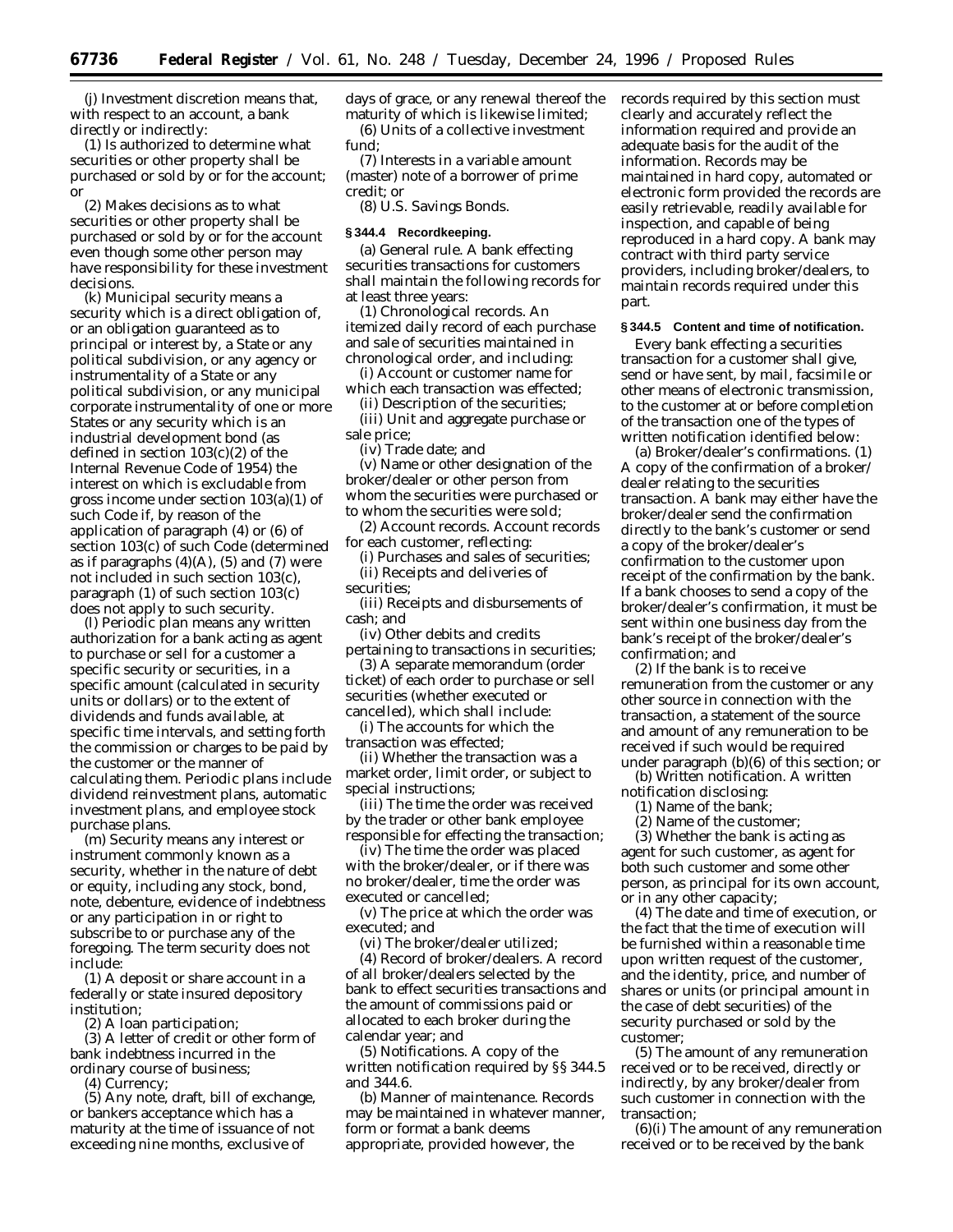(j) *Investment discretion* means that, with respect to an account, a bank directly or indirectly:

(1) Is authorized to determine what securities or other property shall be purchased or sold by or for the account; or

(2) Makes decisions as to what securities or other property shall be purchased or sold by or for the account even though some other person may have responsibility for these investment decisions.

(k) *Municipal security* means a security which is a direct obligation of, or an obligation guaranteed as to principal or interest by, a State or any political subdivision, or any agency or instrumentality of a State or any political subdivision, or any municipal corporate instrumentality of one or more States or any security which is an industrial development bond (as defined in section 103(c)(2) of the Internal Revenue Code of 1954) the interest on which is excludable from gross income under section 103(a)(1) of such Code if, by reason of the application of paragraph (4) or (6) of section 103(c) of such Code (determined as if paragraphs (4)(A), (5) and (7) were not included in such section 103(c), paragraph (1) of such section 103(c) does not apply to such security.

(l) *Periodic plan* means any written authorization for a bank acting as agent to purchase or sell for a customer a specific security or securities, in a specific amount (calculated in security units or dollars) or to the extent of dividends and funds available, at specific time intervals, and setting forth the commission or charges to be paid by the customer or the manner of calculating them. Periodic plans include dividend reinvestment plans, automatic investment plans, and employee stock purchase plans.

(m) *Security* means any interest or instrument commonly known as a security, whether in the nature of debt or equity, including any stock, bond, note, debenture, evidence of indebtness or any participation in or right to subscribe to or purchase any of the foregoing. The term security does not include:

(1) A deposit or share account in a federally or state insured depository institution;

(2) A loan participation;

(3) A letter of credit or other form of bank indebtness incurred in the ordinary course of business;

(4) Currency;

(5) Any note, draft, bill of exchange, or bankers acceptance which has a maturity at the time of issuance of not exceeding nine months, exclusive of days of grace, or any renewal thereof the maturity of which is likewise limited;

(6) Units of a collective investment fund;

(7) Interests in a variable amount (master) note of a borrower of prime credit; or

(8) U.S. Savings Bonds.

**§ 344.4 Recordkeeping.**

(a) *General rule.* A bank effecting securities transactions for customers shall maintain the following records for at least three years:

(1) *Chronological records.* An itemized daily record of each purchase and sale of securities maintained in chronological order, and including:

(i) Account or customer name for which each transaction was effected;

(ii) Description of the securities;

(iii) Unit and aggregate purchase or sale price;

(iv) Trade date; and

(v) Name or other designation of the broker/dealer or other person from whom the securities were purchased or to whom the securities were sold;

(2) *Account records.* Account records for each customer, reflecting:

(i) Purchases and sales of securities;

(ii) Receipts and deliveries of securities;

(iii) Receipts and disbursements of cash; and

(iv) Other debits and credits pertaining to transactions in securities;

(3) A separate memorandum (order ticket) of each order to purchase or sell securities (whether executed or cancelled), which shall include:

(i) The accounts for which the transaction was effected;

(ii) Whether the transaction was a market order, limit order, or subject to special instructions;

(iii) The time the order was received by the trader or other bank employee responsible for effecting the transaction;

(iv) The time the order was placed with the broker/dealer, or if there was no broker/dealer, time the order was executed or cancelled;

(v) The price at which the order was executed; and

(vi) The broker/dealer utilized;

(4) *Record of broker/dealers.* A record of all broker/dealers selected by the bank to effect securities transactions and the amount of commissions paid or allocated to each broker during the calendar year; and

(5) *Notifications.* A copy of the written notification required by §§ 344.5 and 344.6.

(b) *Manner of maintenance.* Records may be maintained in whatever manner, form or format a bank deems appropriate, provided however, the records required by this section must clearly and accurately reflect the information required and provide an adequate basis for the audit of the information. Records may be maintained in hard copy, automated or electronic form provided the records are easily retrievable, readily available for inspection, and capable of being reproduced in a hard copy. A bank may contract with third party service providers, including broker/dealers, to maintain records required under this part.

**§ 344.5 Content and time of notification.**

Every bank effecting a securities transaction for a customer shall give, send or have sent, by mail, facsimile or other means of electronic transmission, to the customer at or before completion of the transaction one of the types of written notification identified below:

(a) *Broker/dealer's confirmations.* (1) A copy of the confirmation of a broker/dealer relating to the securities transaction. A bank may either have the broker/dealer send the confirmation directly to the bank's customer or send a copy of the broker/dealer's confirmation to the customer upon receipt of the confirmation by the bank. If a bank chooses to send a copy of the broker/dealer's confirmation, it must be sent within one business day from the bank's receipt of the broker/dealer's confirmation; and

(2) If the bank is to receive remuneration from the customer or any other source in connection with the transaction, a statement of the source and amount of any remuneration to be received if such would be required under paragraph (b)(6) of this section; or

(b) *Written notification.* A written notification disclosing:

(1) Name of the bank;

(2) Name of the customer;

(3) Whether the bank is acting as agent for such customer, as agent for both such customer and some other person, as principal for its own account, or in any other capacity;

(4) The date and time of execution, or the fact that the time of execution will be furnished within a reasonable time upon written request of the customer, and the identity, price, and number of shares or units (or principal amount in the case of debt securities) of the security purchased or sold by the customer;

(5) The amount of any remuneration received or to be received, directly or indirectly, by any broker/dealer from such customer in connection with the transaction;

(6)(i) The amount of any remuneration received or to be received by the bank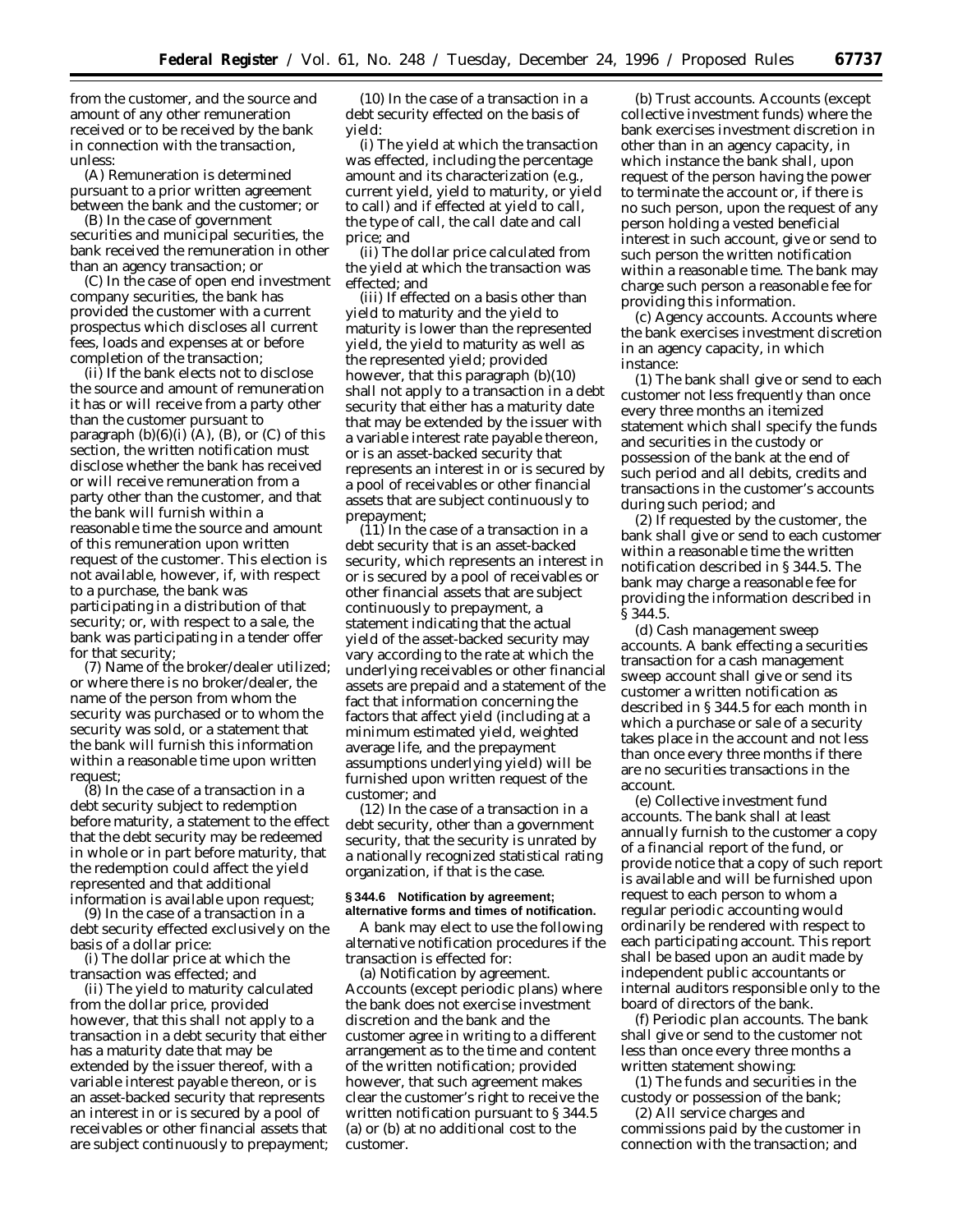from the customer, and the source and amount of any other remuneration received or to be received by the bank in connection with the transaction, unless:

(A) Remuneration is determined pursuant to a prior written agreement between the bank and the customer; or

(B) In the case of government securities and municipal securities, the bank received the remuneration in other than an agency transaction; or

(C) In the case of open end investment company securities, the bank has provided the customer with a current prospectus which discloses all current fees, loads and expenses at or before completion of the transaction;

(ii) If the bank elects not to disclose the source and amount of remuneration it has or will receive from a party other than the customer pursuant to paragraph (b)(6)(i) (A), (B), or (C) of this section, the written notification must disclose whether the bank has received or will receive remuneration from a party other than the customer, and that the bank will furnish within a reasonable time the source and amount of this remuneration upon written request of the customer. This election is not available, however, if, with respect to a purchase, the bank was participating in a distribution of that security; or, with respect to a sale, the bank was participating in a tender offer for that security;

(7) Name of the broker/dealer utilized; or where there is no broker/dealer, the name of the person from whom the security was purchased or to whom the security was sold, or a statement that the bank will furnish this information within a reasonable time upon written request;

(8) In the case of a transaction in a debt security subject to redemption before maturity, a statement to the effect that the debt security may be redeemed in whole or in part before maturity, that the redemption could affect the yield represented and that additional information is available upon request;

(9) In the case of a transaction in a debt security effected exclusively on the basis of a dollar price:

(i) The dollar price at which the transaction was effected; and

(ii) The yield to maturity calculated from the dollar price, provided however, that this shall not apply to a transaction in a debt security that either has a maturity date that may be extended by the issuer thereof, with a variable interest payable thereon, or is an asset-backed security that represents an interest in or is secured by a pool of receivables or other financial assets that are subject continuously to prepayment;

(10) In the case of a transaction in a debt security effected on the basis of yield:

(i) The yield at which the transaction was effected, including the percentage amount and its characterization (e.g., current yield, yield to maturity, or yield to call) and if effected at yield to call, the type of call, the call date and call price; and

(ii) The dollar price calculated from the yield at which the transaction was effected; and

(iii) If effected on a basis other than yield to maturity and the yield to maturity is lower than the represented yield, the yield to maturity as well as the represented yield; provided however, that this paragraph (b)(10) shall not apply to a transaction in a debt security that either has a maturity date that may be extended by the issuer with a variable interest rate payable thereon, or is an asset-backed security that represents an interest in or is secured by a pool of receivables or other financial assets that are subject continuously to prepayment;

(11) In the case of a transaction in a debt security that is an asset-backed security, which represents an interest in or is secured by a pool of receivables or other financial assets that are subject continuously to prepayment, a statement indicating that the actual yield of the asset-backed security may vary according to the rate at which the underlying receivables or other financial assets are prepaid and a statement of the fact that information concerning the factors that affect yield (including at a minimum estimated yield, weighted average life, and the prepayment assumptions underlying yield) will be furnished upon written request of the customer; and

(12) In the case of a transaction in a debt security, other than a government security, that the security is unrated by a nationally recognized statistical rating organization, if that is the case.

**§ 344.6 Notification by agreement; alternative forms and times of notification.**

A bank may elect to use the following alternative notification procedures if the transaction is effected for:

(a) *Notification by agreement.* Accounts (except periodic plans) where the bank does not exercise investment discretion and the bank and the customer agree in writing to a different arrangement as to the time and content of the written notification; provided however, that such agreement makes clear the customer's right to receive the written notification pursuant to § 344.5 (a) or (b) at no additional cost to the customer.

(b) *Trust accounts.* Accounts (except collective investment funds) where the bank exercises investment discretion in other than in an agency capacity, in which instance the bank shall, upon request of the person having the power to terminate the account or, if there is no such person, upon the request of any person holding a vested beneficial interest in such account, give or send to such person the written notification within a reasonable time. The bank may charge such person a reasonable fee for providing this information.

(c) *Agency accounts.* Accounts where the bank exercises investment discretion in an agency capacity, in which instance:

(1) The bank shall give or send to each customer not less frequently than once every three months an itemized statement which shall specify the funds and securities in the custody or possession of the bank at the end of such period and all debits, credits and transactions in the customer's accounts during such period; and

(2) If requested by the customer, the bank shall give or send to each customer within a reasonable time the written notification described in § 344.5. The bank may charge a reasonable fee for providing the information described in § 344.5.

(d) *Cash management sweep accounts.* A bank effecting a securities transaction for a cash management sweep account shall give or send its customer a written notification as described in § 344.5 for each month in which a purchase or sale of a security takes place in the account and not less than once every three months if there are no securities transactions in the account.

(e) *Collective investment fund accounts.* The bank shall at least annually furnish to the customer a copy of a financial report of the fund, or provide notice that a copy of such report is available and will be furnished upon request to each person to whom a regular periodic accounting would ordinarily be rendered with respect to each participating account. This report shall be based upon an audit made by independent public accountants or internal auditors responsible only to the board of directors of the bank.

(f) *Periodic plan accounts.* The bank shall give or send to the customer not less than once every three months a written statement showing:

(1) The funds and securities in the custody or possession of the bank;

(2) All service charges and commissions paid by the customer in connection with the transaction; and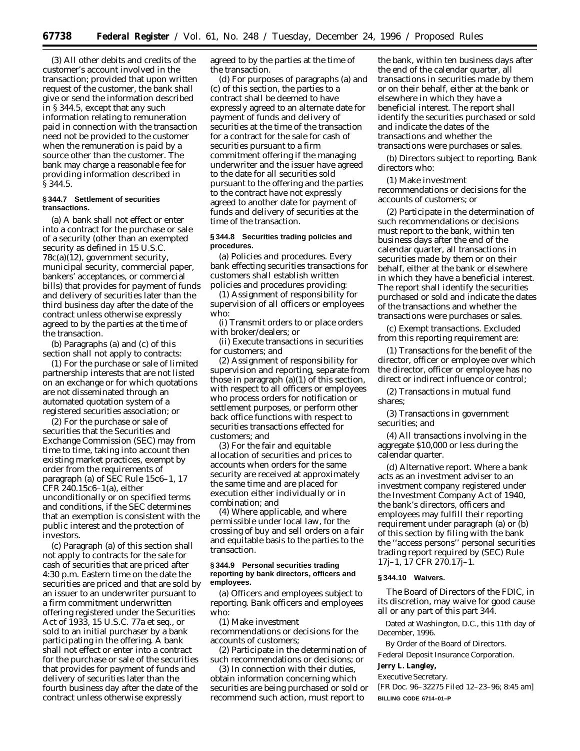(3) All other debits and credits of the customer's account involved in the transaction; provided that upon written request of the customer, the bank shall give or send the information described in § 344.5, except that any such information relating to remuneration paid in connection with the transaction need not be provided to the customer when the remuneration is paid by a source other than the customer. The bank may charge a reasonable fee for providing information described in § 344.5.

**§ 344.7 Settlement of securities transactions.**

(a) A bank shall not effect or enter into a contract for the purchase or sale of a security (other than an exempted security as defined in 15 U.S.C. 78c(a)(12), government security, municipal security, commercial paper, bankers' acceptances, or commercial bills) that provides for payment of funds and delivery of securities later than the third business day after the date of the contract unless otherwise expressly agreed to by the parties at the time of the transaction.

(b) Paragraphs (a) and (c) of this section shall not apply to contracts:

(1) For the purchase or sale of limited partnership interests that are not listed on an exchange or for which quotations are not disseminated through an automated quotation system of a registered securities association; or

(2) For the purchase or sale of securities that the Securities and Exchange Commission (SEC) may from time to time, taking into account then existing market practices, exempt by order from the requirements of paragraph (a) of SEC Rule 15c6–1, 17 CFR 240.15c6–1(a), either unconditionally or on specified terms and conditions, if the SEC determines that an exemption is consistent with the public interest and the protection of investors.

(c) Paragraph (a) of this section shall not apply to contracts for the sale for cash of securities that are priced after 4:30 p.m. Eastern time on the date the securities are priced and that are sold by an issuer to an underwriter pursuant to a firm commitment underwritten offering registered under the Securities Act of 1933, 15 U.S.C. 77a et seq., or sold to an initial purchaser by a bank participating in the offering. A bank shall not effect or enter into a contract for the purchase or sale of the securities that provides for payment of funds and delivery of securities later than the fourth business day after the date of the contract unless otherwise expressly agreed to by the parties at the time of the transaction.

(d) For purposes of paragraphs (a) and (c) of this section, the parties to a contract shall be deemed to have expressly agreed to an alternate date for payment of funds and delivery of securities at the time of the transaction for a contract for the sale for cash of securities pursuant to a firm commitment offering if the managing underwriter and the issuer have agreed to the date for all securities sold pursuant to the offering and the parties to the contract have not expressly agreed to another date for payment of funds and delivery of securities at the time of the transaction.

**§ 344.8 Securities trading policies and procedures.**

(a) *Policies and procedures.* Every bank effecting securities transactions for customers shall establish written policies and procedures providing:

(1) Assignment of responsibility for supervision of all officers or employees who:

(i) Transmit orders to or place orders with broker/dealers; or

(ii) Execute transactions in securities for customers; and

(2) Assignment of responsibility for supervision and reporting, separate from those in paragraph (a)(1) of this section, with respect to all officers or employees who process orders for notification or settlement purposes, or perform other back office functions with respect to securities transactions effected for customers; and

(3) For the fair and equitable allocation of securities and prices to accounts when orders for the same security are received at approximately the same time and are placed for execution either individually or in combination; and

(4) Where applicable, and where permissible under local law, for the crossing of buy and sell orders on a fair and equitable basis to the parties to the transaction.

**§ 344.9 Personal securities trading reporting by bank directors, officers and employees.**

(a) *Officers and employees subject to reporting.* Bank officers and employees who:

(1) Make investment recommendations or decisions for the accounts of customers;

(2) Participate in the determination of such recommendations or decisions; or

(3) In connection with their duties, obtain information concerning which securities are being purchased or sold or recommend such action, must report to the bank, within ten business days after the end of the calendar quarter, all transactions in securities made by them or on their behalf, either at the bank or elsewhere in which they have a beneficial interest. The report shall identify the securities purchased or sold and indicate the dates of the transactions and whether the transactions were purchases or sales.

(b) *Directors subject to reporting.* Bank directors who:

(1) Make investment recommendations or decisions for the accounts of customers; or

(2) Participate in the determination of such recommendations or decisions must report to the bank, within ten business days after the end of the calendar quarter, all transactions in securities made by them or on their behalf, either at the bank or elsewhere in which they have a beneficial interest. The report shall identify the securities purchased or sold and indicate the dates of the transactions and whether the transactions were purchases or sales.

(c) *Exempt transactions.* Excluded from this reporting requirement are:

(1) Transactions for the benefit of the director, officer or employee over which the director, officer or employee has no direct or indirect influence or control;

(2) Transactions in mutual fund shares;

(3) Transactions in government securities; and

(4) All transactions involving in the aggregate $10,000 or less during the calendar quarter.

(d) *Alternative report.* Where a bank acts as an investment adviser to an investment company registered under the Investment Company Act of 1940, the bank's directors, officers and employees may fulfill their reporting requirement under paragraph (a) or (b) of this section by filing with the bank the "access persons" personal securities trading report required by (SEC) Rule 17j–1, 17 CFR 270.17j–1.

**§ 344.10 Waivers.**

The Board of Directors of the FDIC, in its discretion, may waive for good cause all or any part of this part 344.

Dated at Washington, D.C., this 11th day of December, 1996.

By Order of the Board of Directors.

Federal Deposit Insurance Corporation.

**Jerry L. Langley,**

*Executive Secretary.*

[FR Doc. 96–32275 Filed 12–23–96; 8:45 am]

**BILLING CODE 6714–01–P**